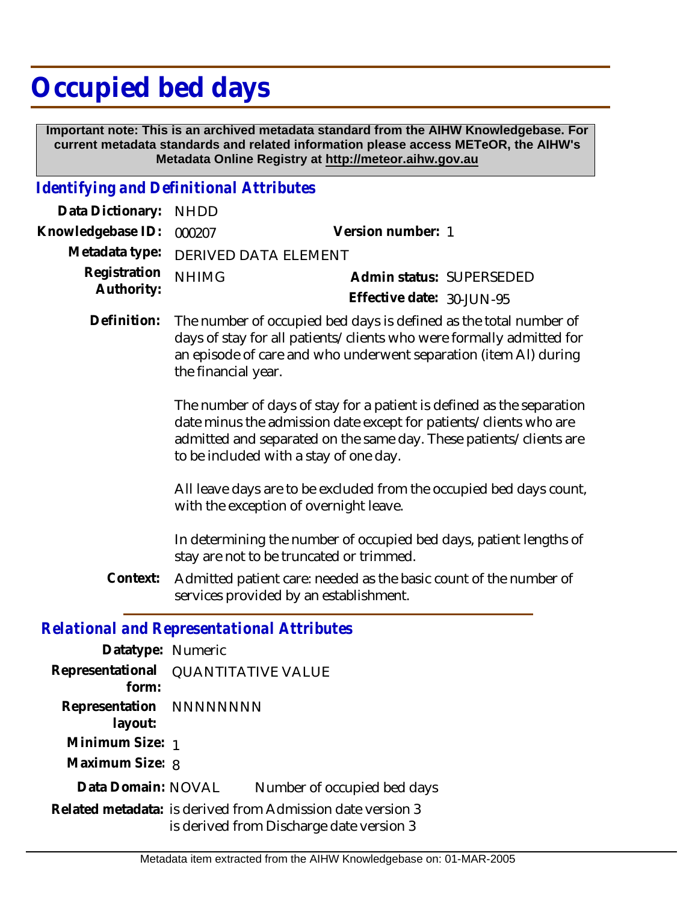# Occupied bed days

**Important note: This is an archived metadata standard from the AIHW Knowledgebase. For current metadata standards and related information please access METeOR, the AIHW's Metadata Online Registry at http://meteor.aihw.gov.au**

## *Identifying and Definitional Attributes*

**Data Dictionary:** NHDD

**Knowledgebase ID:** 000207 **Version number:** 1

**Metadata type:** DERIVED DATA ELEMENT

**Registration Authority:** NHIMG **Admin status:** SUPERSEDED

**Effective date:** 30-JUN-95

**Definition:** The number of occupied bed days is defined as the total number of days of stay for all patients/clients who were formally admitted for an episode of care and who underwent separation (item AI) during the financial year.

The number of days of stay for a patient is defined as the separation date minus the admission date except for patients/clients who are admitted and separated on the same day. These patients/clients are to be included with a stay of one day.

All leave days are to be excluded from the occupied bed days count, with the exception of overnight leave.

In determining the number of occupied bed days, patient lengths of stay are not to be truncated or trimmed.

**Context:** Admitted patient care: needed as the basic count of the number of services provided by an establishment.

## *Relational and Representational Attributes*

**Datatype:** Numeric

**Representational form:** QUANTITATIVE VALUE

**Representation layout:** NNNNNNNN

**Minimum Size:** 1

**Maximum Size:** 8

**Data Domain:** NOVAL Number of occupied bed days

**Related metadata:** is derived from Admission date version 3
is derived from Discharge date version 3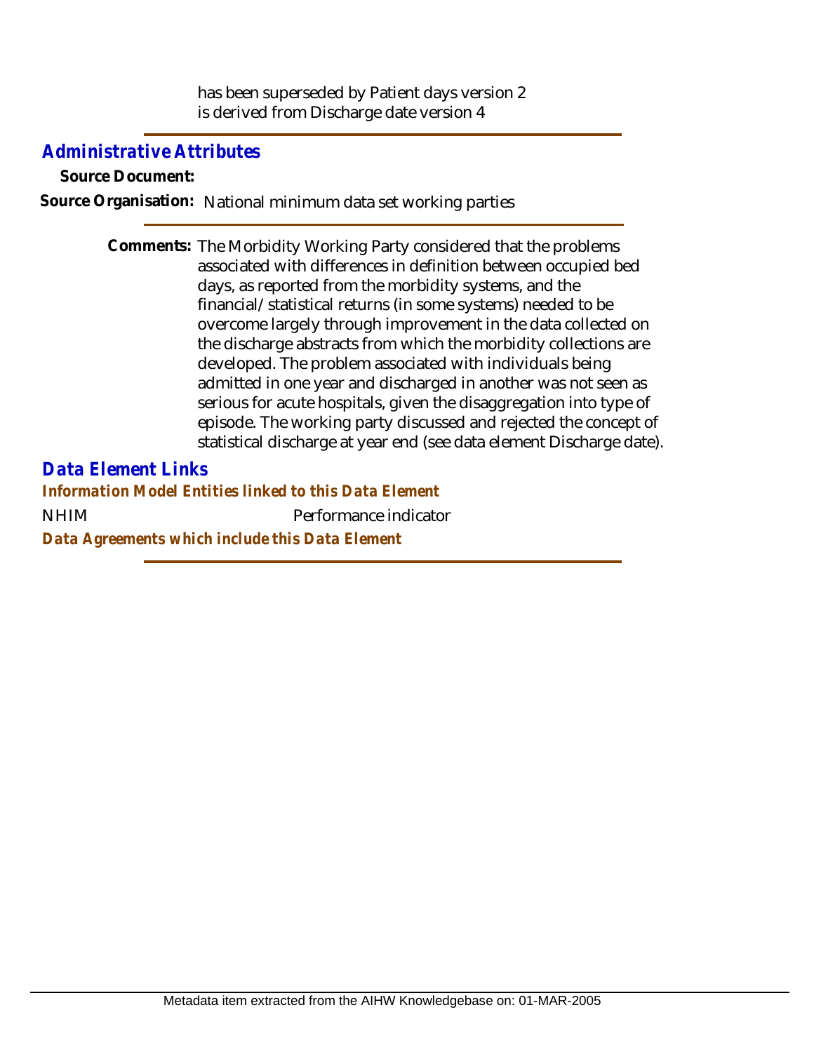has been superseded by Patient days version 2
is derived from Discharge date version 4

## Administrative Attributes

**Source Document:**

**Source Organisation:** National minimum data set working parties

**Comments:** The Morbidity Working Party considered that the problems associated with differences in definition between occupied bed days, as reported from the morbidity systems, and the financial/statistical returns (in some systems) needed to be overcome largely through improvement in the data collected on the discharge abstracts from which the morbidity collections are developed. The problem associated with individuals being admitted in one year and discharged in another was not seen as serious for acute hospitals, given the disaggregation into type of episode. The working party discussed and rejected the concept of statistical discharge at year end (see data element Discharge date).

## Data Element Links

### Information Model Entities linked to this Data Element

| | |
|---|---|
| NHIM | Performance indicator |

### Data Agreements which include this Data Element

Metadata item extracted from the AIHW Knowledgebase on: 01-MAR-2005